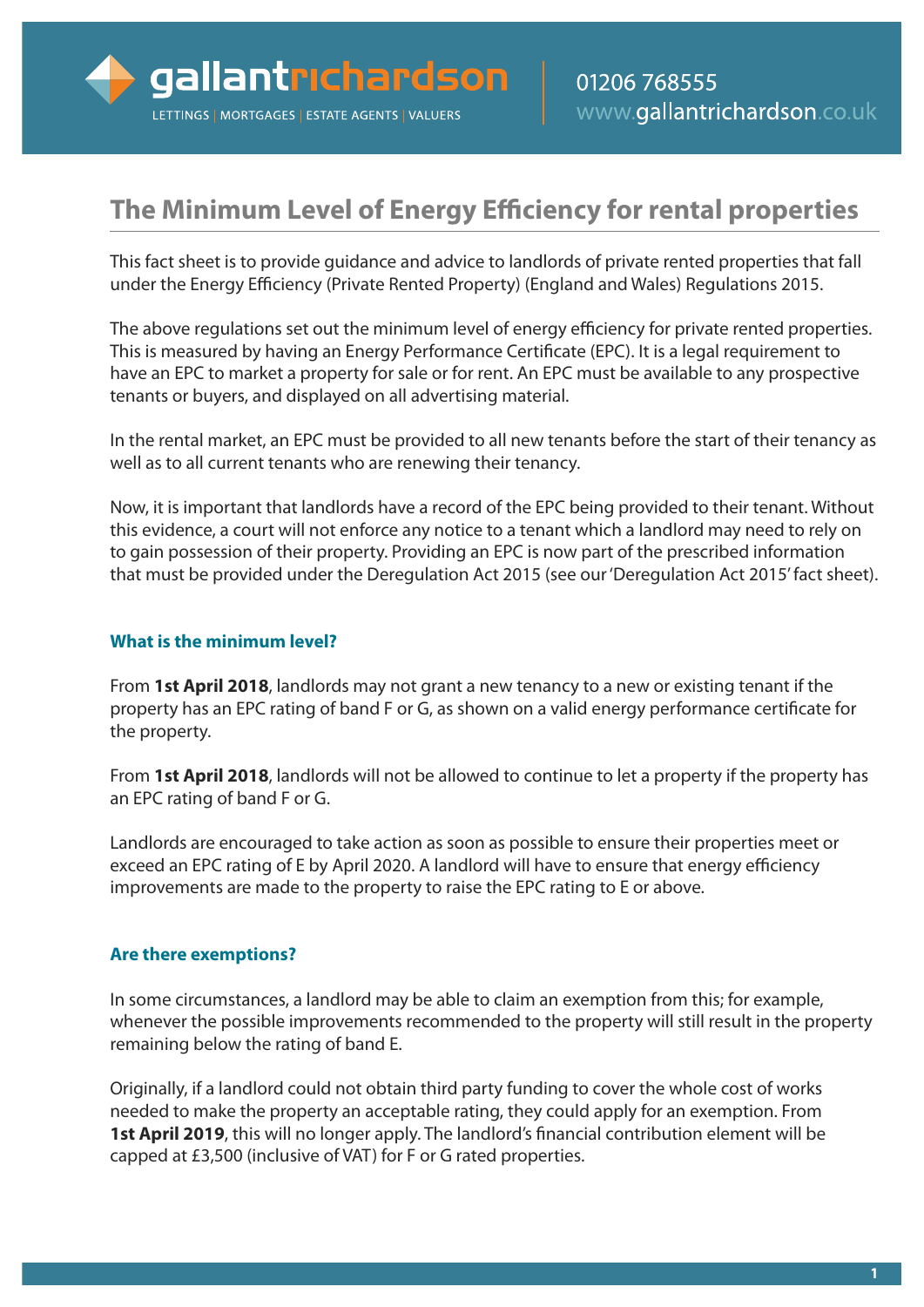# The Minimum Level of Energy Efficiency for rental properties

This fact sheet is to provide guidance and advice to landlords of private rented properties that fall under the Energy Efficiency (Private Rented Property) (England and Wales) Regulations 2015.

The above regulations set out the minimum level of energy efficiency for private rented properties. This is measured by having an Energy Performance Certificate (EPC). It is a legal requirement to have an EPC to market a property for sale or for rent. An EPC must be available to any prospective tenants or buyers, and displayed on all advertising material.

In the rental market, an EPC must be provided to all new tenants before the start of their tenancy as well as to all current tenants who are renewing their tenancy.

Now, it is important that landlords have a record of the EPC being provided to their tenant. Without this evidence, a court will not enforce any notice to a tenant which a landlord may need to rely on to gain possession of their property. Providing an EPC is now part of the prescribed information that must be provided under the Deregulation Act 2015 (see our 'Deregulation Act 2015' fact sheet).

### What is the minimum level?

From **1st April 2018**, landlords may not grant a new tenancy to a new or existing tenant if the property has an EPC rating of band F or G, as shown on a valid energy performance certificate for the property.

From **1st April 2018**, landlords will not be allowed to continue to let a property if the property has an EPC rating of band F or G.

Landlords are encouraged to take action as soon as possible to ensure their properties meet or exceed an EPC rating of E by April 2020. A landlord will have to ensure that energy efficiency improvements are made to the property to raise the EPC rating to E or above.

### Are there exemptions?

In some circumstances, a landlord may be able to claim an exemption from this; for example, whenever the possible improvements recommended to the property will still result in the property remaining below the rating of band E.

Originally, if a landlord could not obtain third party funding to cover the whole cost of works needed to make the property an acceptable rating, they could apply for an exemption. From **1st April 2019**, this will no longer apply. The landlord's financial contribution element will be capped at £3,500 (inclusive of VAT) for F or G rated properties.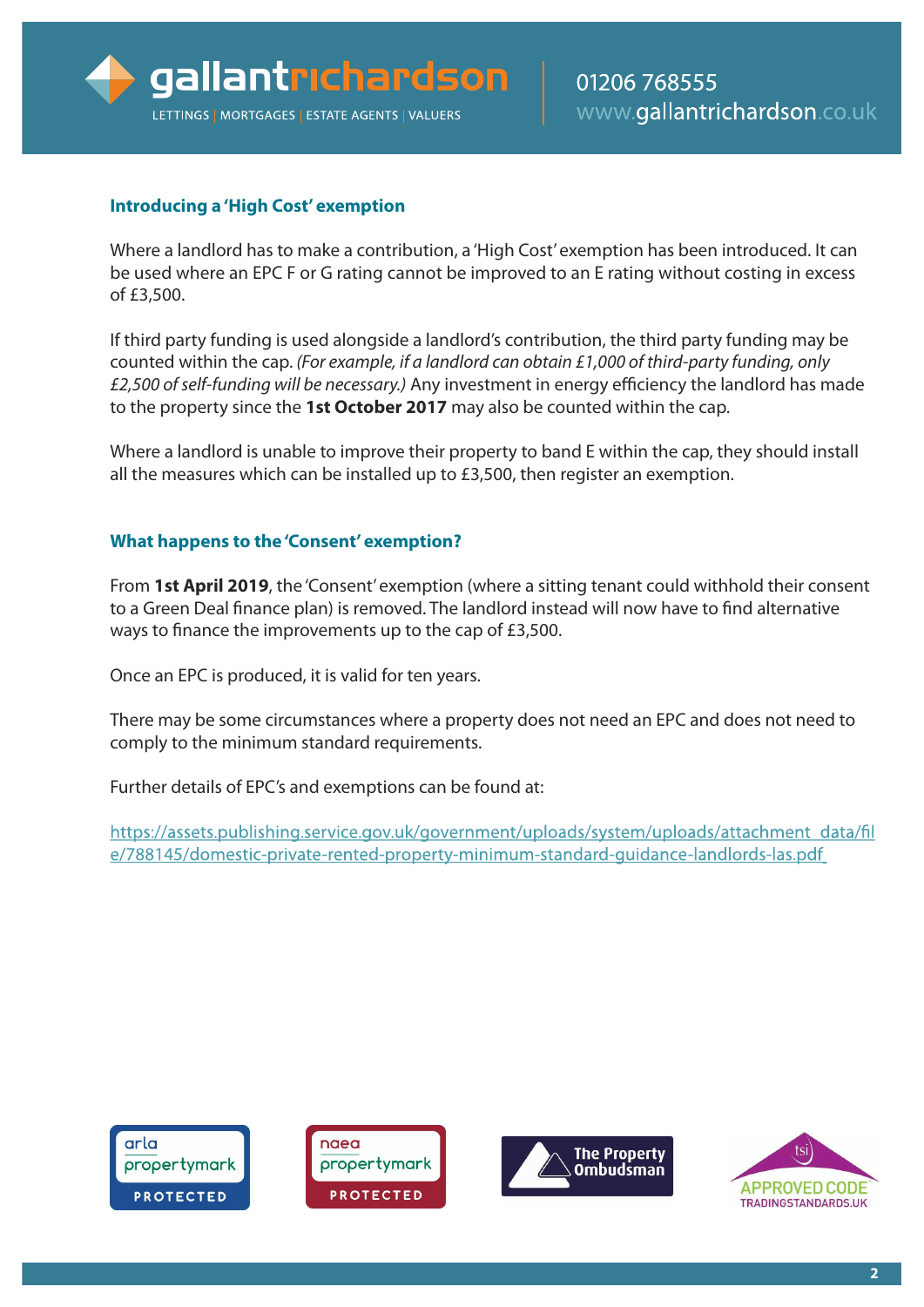## Introducing a 'High Cost' exemption

Where a landlord has to make a contribution, a 'High Cost' exemption has been introduced. It can be used where an EPC F or G rating cannot be improved to an E rating without costing in excess of £3,500.

If third party funding is used alongside a landlord's contribution, the third party funding may be counted within the cap. *(For example, if a landlord can obtain £1,000 of third-party funding, only £2,500 of self-funding will be necessary.)* Any investment in energy efficiency the landlord has made to the property since the **1st October 2017** may also be counted within the cap.

Where a landlord is unable to improve their property to band E within the cap, they should install all the measures which can be installed up to £3,500, then register an exemption.

## What happens to the 'Consent' exemption?

From **1st April 2019**, the 'Consent' exemption (where a sitting tenant could withhold their consent to a Green Deal finance plan) is removed. The landlord instead will now have to find alternative ways to finance the improvements up to the cap of £3,500.

Once an EPC is produced, it is valid for ten years.

There may be some circumstances where a property does not need an EPC and does not need to comply to the minimum standard requirements.

Further details of EPC's and exemptions can be found at:

https://assets.publishing.service.gov.uk/government/uploads/system/uploads/attachment_data/file/788145/domestic-private-rented-property-minimum-standard-guidance-landlords-las.pdf